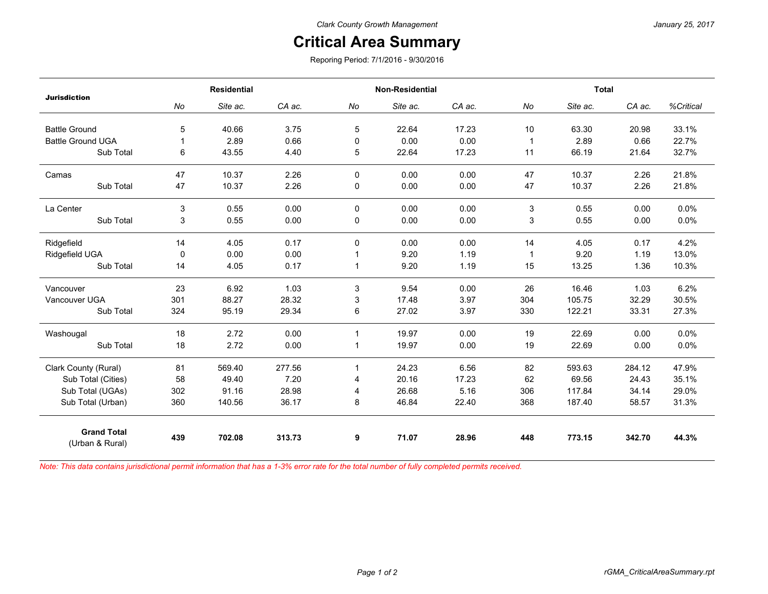Clark County Growth Management

January 25, 2017

# Critical Area Summary

Reporing Period: 7/1/2016 - 9/30/2016

| Jurisdiction | Residential | | | Non-Residential | | | Total | | | |
|---|---|---|---|---|---|---|---|---|---|---|
| | *No* | *Site ac.* | *CA ac.* | *No* | *Site ac.* | *CA ac.* | *No* | *Site ac.* | *CA ac.* | *%Critical* |
| Battle Ground | 5 | 40.66 | 3.75 | 5 | 22.64 | 17.23 | 10 | 63.30 | 20.98 | 33.1% |
| Battle Ground UGA | 1 | 2.89 | 0.66 | 0 | 0.00 | 0.00 | 1 | 2.89 | 0.66 | 22.7% |
| Sub Total | 6 | 43.55 | 4.40 | 5 | 22.64 | 17.23 | 11 | 66.19 | 21.64 | 32.7% |
| Camas | 47 | 10.37 | 2.26 | 0 | 0.00 | 0.00 | 47 | 10.37 | 2.26 | 21.8% |
| Sub Total | 47 | 10.37 | 2.26 | 0 | 0.00 | 0.00 | 47 | 10.37 | 2.26 | 21.8% |
| La Center | 3 | 0.55 | 0.00 | 0 | 0.00 | 0.00 | 3 | 0.55 | 0.00 | 0.0% |
| Sub Total | 3 | 0.55 | 0.00 | 0 | 0.00 | 0.00 | 3 | 0.55 | 0.00 | 0.0% |
| Ridgefield | 14 | 4.05 | 0.17 | 0 | 0.00 | 0.00 | 14 | 4.05 | 0.17 | 4.2% |
| Ridgefield UGA | 0 | 0.00 | 0.00 | 1 | 9.20 | 1.19 | 1 | 9.20 | 1.19 | 13.0% |
| Sub Total | 14 | 4.05 | 0.17 | 1 | 9.20 | 1.19 | 15 | 13.25 | 1.36 | 10.3% |
| Vancouver | 23 | 6.92 | 1.03 | 3 | 9.54 | 0.00 | 26 | 16.46 | 1.03 | 6.2% |
| Vancouver UGA | 301 | 88.27 | 28.32 | 3 | 17.48 | 3.97 | 304 | 105.75 | 32.29 | 30.5% |
| Sub Total | 324 | 95.19 | 29.34 | 6 | 27.02 | 3.97 | 330 | 122.21 | 33.31 | 27.3% |
| Washougal | 18 | 2.72 | 0.00 | 1 | 19.97 | 0.00 | 19 | 22.69 | 0.00 | 0.0% |
| Sub Total | 18 | 2.72 | 0.00 | 1 | 19.97 | 0.00 | 19 | 22.69 | 0.00 | 0.0% |
| Clark County (Rural) | 81 | 569.40 | 277.56 | 1 | 24.23 | 6.56 | 82 | 593.63 | 284.12 | 47.9% |
| Sub Total (Cities) | 58 | 49.40 | 7.20 | 4 | 20.16 | 17.23 | 62 | 69.56 | 24.43 | 35.1% |
| Sub Total (UGAs) | 302 | 91.16 | 28.98 | 4 | 26.68 | 5.16 | 306 | 117.84 | 34.14 | 29.0% |
| Sub Total (Urban) | 360 | 140.56 | 36.17 | 8 | 46.84 | 22.40 | 368 | 187.40 | 58.57 | 31.3% |
| **Grand Total** (Urban & Rural) | **439** | **702.08** | **313.73** | **9** | **71.07** | **28.96** | **448** | **773.15** | **342.70** | **44.3%** |

*Note: This data contains jurisdictional permit information that has a 1-3% error rate for the total number of fully completed permits received.*

rGMA_CriticalAreaSummary.rpt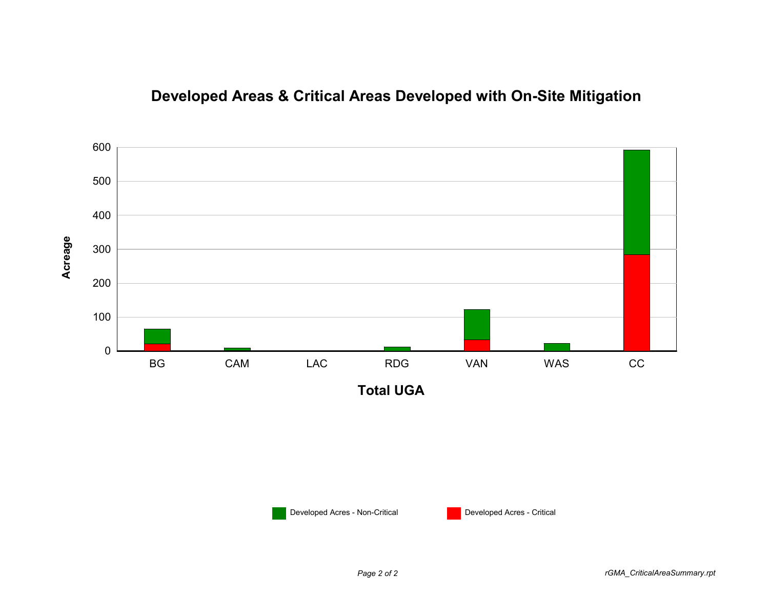# Developed Areas & Critical Areas Developed with On-Site Mitigation

Acreage

600
500
400
300
200
100
0

BG
CAM
LAC
RDG
VAN
WAS
CC

Total UGA

Developed Acres - Non-Critical
Developed Acres - Critical

*rGMA_CriticalAreaSummary.rpt*